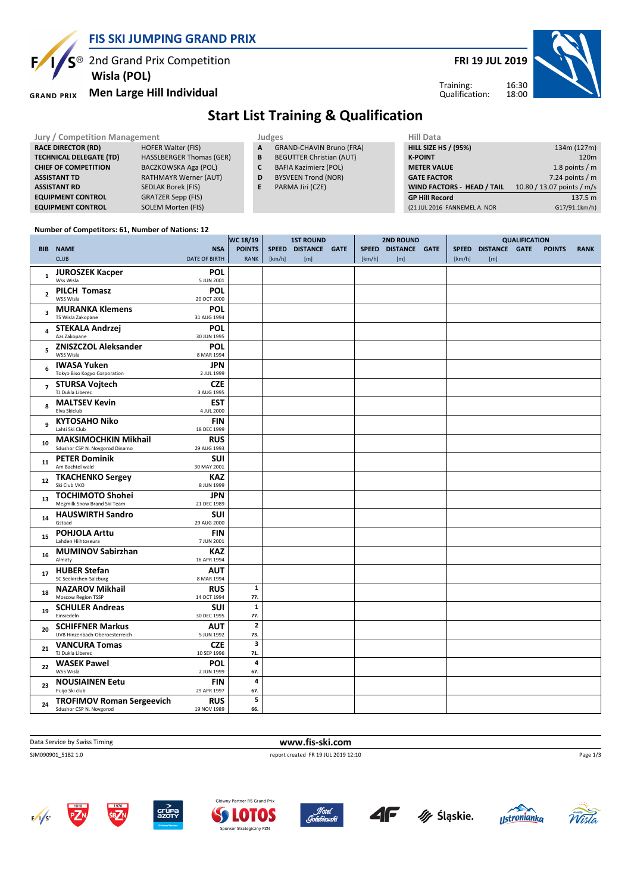# FIS SKI JUMPING GRAND PRIX

2nd Grand Prix Competition
**Wisla (POL)**
**Men Large Hill Individual**

**FRI 19 JUL 2019**

Training: 16:30
Qualification: 18:00

## Start List Training & Qualification

| Jury / Competition Management | |
|---|---|
| **RACE DIRECTOR (RD)** | HOFER Walter (FIS) |
| **TECHNICAL DELEGATE (TD)** | HASSLBERGER Thomas (GER) |
| **CHIEF OF COMPETITION** | BACZKOWSKA Aga (POL) |
| **ASSISTANT TD** | RATHMAYR Werner (AUT) |
| **ASSISTANT RD** | SEDLAK Borek (FIS) |
| **EQUIPMENT CONTROL** | GRATZER Sepp (FIS) |
| **EQUIPMENT CONTROL** | SOLEM Morten (FIS) |

| Judges | |
|---|---|
| **A** | GRAND-CHAVIN Bruno (FRA) |
| **B** | BEGUTTER Christian (AUT) |
| **C** | BAFIA Kazimierz (POL) |
| **D** | BYSVEEN Trond (NOR) |
| **E** | PARMA Jiri (CZE) |

| Hill Data | |
|---|---|
| **HILL SIZE HS / (95%)** | 134m (127m) |
| **K-POINT** | 120m |
| **METER VALUE** | 1.8 points / m |
| **GATE FACTOR** | 7.24 points / m |
| **WIND FACTORS - HEAD / TAIL** | 10.80 / 13.07 points / m/s |
| **GP Hill Record** | 137.5 m |
| (21 JUL 2016 FANNEMEL A. NOR | G17/91.1km/h) |

**Number of Competitors: 61, Number of Nations: 12**

| BIB | NAME / CLUB | NSA / DATE OF BIRTH | WC 18/19 POINTS / RANK | 1ST ROUND SPEED [km/h] | DISTANCE [m] | GATE | 2ND ROUND SPEED [km/h] | DISTANCE [m] | GATE | QUALIFICATION SPEED [km/h] | DISTANCE [m] | GATE | POINTS | RANK |
|---|---|---|---|---|---|---|---|---|---|---|---|---|---|---|
| 1 | **JUROSZEK Kacper** Wss Wisla | **POL** 5 JUN 2001 | | | | | | | | | | | | |
| 2 | **PILCH Tomasz** WSS Wisla | **POL** 20 OCT 2000 | | | | | | | | | | | | |
| 3 | **MURANKA Klemens** TS Wisla Zakopane | **POL** 31 AUG 1994 | | | | | | | | | | | | |
| 4 | **STEKALA Andrzej** Azs Zakopane | **POL** 30 JUN 1995 | | | | | | | | | | | | |
| 5 | **ZNISZCZOL Aleksander** WSS Wisla | **POL** 8 MAR 1994 | | | | | | | | | | | | |
| 6 | **IWASA Yuken** Tokyo Biso Kogyo Corporation | **JPN** 2 JUL 1999 | | | | | | | | | | | | |
| 7 | **STURSA Vojtech** TJ Dukla Liberec | **CZE** 3 AUG 1995 | | | | | | | | | | | | |
| 8 | **MALTSEV Kevin** Elva Skiclub | **EST** 4 JUL 2000 | | | | | | | | | | | | |
| 9 | **KYTOSAHO Niko** Lahti Ski Club | **FIN** 18 DEC 1999 | | | | | | | | | | | | |
| 10 | **MAKSIMOCHKIN Mikhail** Sdushor CSP N. Novgorod Dinamo | **RUS** 29 AUG 1993 | | | | | | | | | | | | |
| 11 | **PETER Dominik** Am Bachtel wald | **SUI** 30 MAY 2001 | | | | | | | | | | | | |
| 12 | **TKACHENKO Sergey** Ski Club VKO | **KAZ** 8 JUN 1999 | | | | | | | | | | | | |
| 13 | **TOCHIMOTO Shohei** Megmilk Snow Brand Ski Team | **JPN** 21 DEC 1989 | | | | | | | | | | | | |
| 14 | **HAUSWIRTH Sandro** Gstaad | **SUI** 29 AUG 2000 | | | | | | | | | | | | |
| 15 | **POHJOLA Arttu** Lahden Hiihtoseura | **FIN** 7 JUN 2001 | | | | | | | | | | | | |
| 16 | **MUMINOV Sabirzhan** Almaty | **KAZ** 16 APR 1994 | | | | | | | | | | | | |
| 17 | **HUBER Stefan** SC Seekirchen-Salzburg | **AUT** 8 MAR 1994 | | | | | | | | | | | | |
| 18 | **NAZAROV Mikhail** Moscow Region TSSP | **RUS** 14 OCT 1994 | 1 / 77. | | | | | | | | | | | |
| 19 | **SCHULER Andreas** Einsiedeln | **SUI** 30 DEC 1995 | 1 / 77. | | | | | | | | | | | |
| 20 | **SCHIFFNER Markus** UVB Hinzenbach-Oberoesterreich | **AUT** 5 JUN 1992 | 2 / 73. | | | | | | | | | | | |
| 21 | **VANCURA Tomas** TJ Dukla Liberec | **CZE** 10 SEP 1996 | 3 / 71. | | | | | | | | | | | |
| 22 | **WASEK Pawel** WSS Wisla | **POL** 2 JUN 1999 | 4 / 67. | | | | | | | | | | | |
| 23 | **NOUSIAINEN Eetu** Puijo Ski club | **FIN** 29 APR 1997 | 4 / 67. | | | | | | | | | | | |
| 24 | **TROFIMOV Roman Sergeevich** Sdushor CSP N. Novgorod | **RUS** 19 NOV 1989 | 5 / 66. | | | | | | | | | | | |

Data Service by Swiss Timing — www.fis-ski.com

SJM090901_51B2 1.0 — report created FR 19 JUL 2019 12:10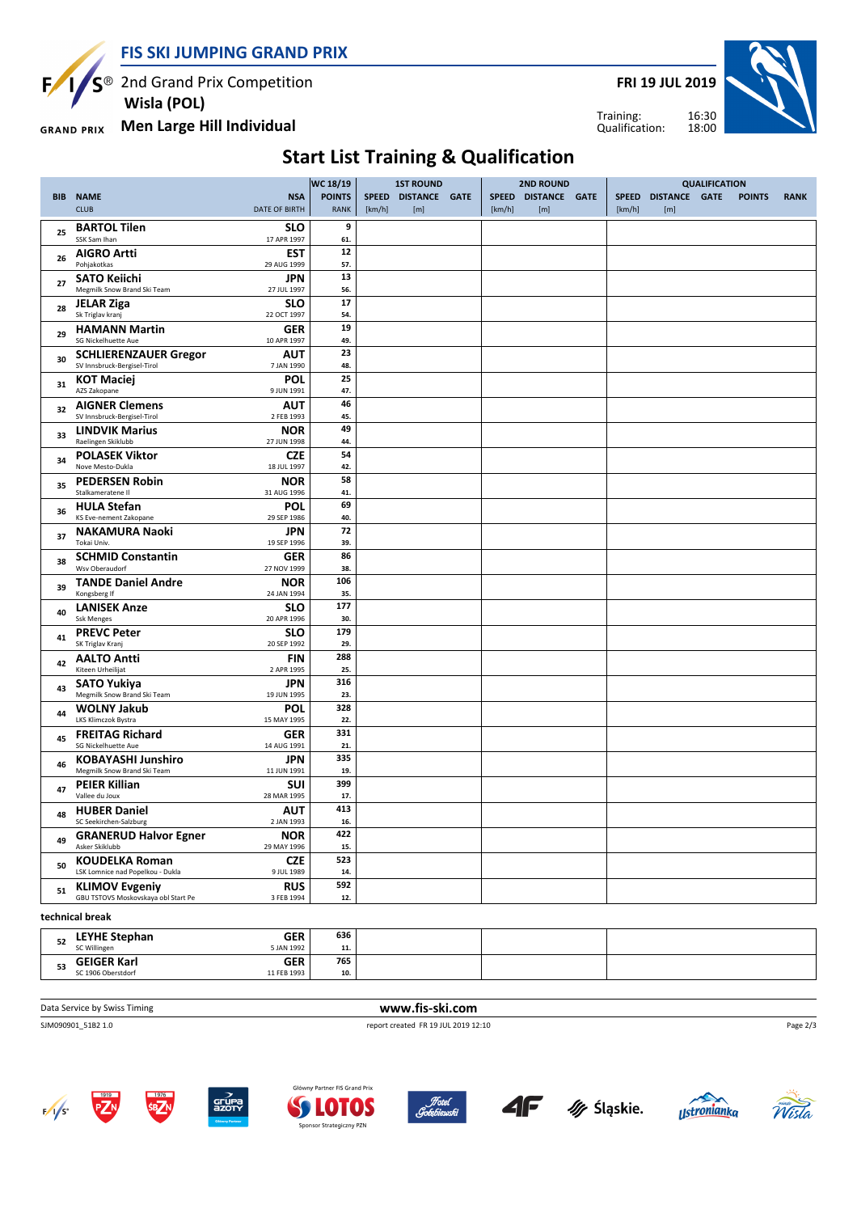# FIS SKI JUMPING GRAND PRIX

2nd Grand Prix Competition
**Wisla (POL)**
**Men Large Hill Individual**

**FRI 19 JUL 2019**

Training: 16:30
Qualification: 18:00

## Start List Training & Qualification

| BIB | NAME / CLUB | NSA / DATE OF BIRTH | WC 18/19 POINTS / RANK | 1ST ROUND SPEED [km/h] | 1ST ROUND DISTANCE [m] | 1ST ROUND GATE | 2ND ROUND SPEED [km/h] | 2ND ROUND DISTANCE [m] | 2ND ROUND GATE | QUALIFICATION SPEED [km/h] | QUALIFICATION DISTANCE [m] | QUALIFICATION GATE | QUALIFICATION POINTS | QUALIFICATION RANK |
|---|---|---|---|---|---|---|---|---|---|---|---|---|---|---|
| 25 | **BARTOL Tilen** SSK Sam Ihan | SLO 17 APR 1997 | 9 / 61. | | | | | | | | | | | |
| 26 | **AIGRO Artti** Pohjakotkas | EST 29 AUG 1999 | 12 / 57. | | | | | | | | | | | |
| 27 | **SATO Keiichi** Megmilk Snow Brand Ski Team | JPN 27 JUL 1997 | 13 / 56. | | | | | | | | | | | |
| 28 | **JELAR Ziga** Sk Triglav kranj | SLO 22 OCT 1997 | 17 / 54. | | | | | | | | | | | |
| 29 | **HAMANN Martin** SG Nickelhuette Aue | GER 10 APR 1997 | 19 / 49. | | | | | | | | | | | |
| 30 | **SCHLIERENZAUER Gregor** SV Innsbruck-Bergisel-Tirol | AUT 7 JAN 1990 | 23 / 48. | | | | | | | | | | | |
| 31 | **KOT Maciej** AZS Zakopane | POL 9 JUN 1991 | 25 / 47. | | | | | | | | | | | |
| 32 | **AIGNER Clemens** SV Innsbruck-Bergisel-Tirol | AUT 2 FEB 1993 | 46 / 45. | | | | | | | | | | | |
| 33 | **LINDVIK Marius** Raelingen Skiklubb | NOR 27 JUN 1998 | 49 / 44. | | | | | | | | | | | |
| 34 | **POLASEK Viktor** Nove Mesto-Dukla | CZE 18 JUL 1997 | 54 / 42. | | | | | | | | | | | |
| 35 | **PEDERSEN Robin** Stalkameratene Il | NOR 31 AUG 1996 | 58 / 41. | | | | | | | | | | | |
| 36 | **HULA Stefan** KS Eve-nement Zakopane | POL 29 SEP 1986 | 69 / 40. | | | | | | | | | | | |
| 37 | **NAKAMURA Naoki** Tokai Univ. | JPN 19 SEP 1996 | 72 / 39. | | | | | | | | | | | |
| 38 | **SCHMID Constantin** Wsv Oberaudorf | GER 27 NOV 1999 | 86 / 38. | | | | | | | | | | | |
| 39 | **TANDE Daniel Andre** Kongsberg If | NOR 24 JAN 1994 | 106 / 35. | | | | | | | | | | | |
| 40 | **LANISEK Anze** Ssk Menges | SLO 20 APR 1996 | 177 / 30. | | | | | | | | | | | |
| 41 | **PREVC Peter** SK Triglav Kranj | SLO 20 SEP 1992 | 179 / 29. | | | | | | | | | | | |
| 42 | **AALTO Antti** Kiteen Urheilijat | FIN 2 APR 1995 | 288 / 25. | | | | | | | | | | | |
| 43 | **SATO Yukiya** Megmilk Snow Brand Ski Team | JPN 19 JUN 1995 | 316 / 23. | | | | | | | | | | | |
| 44 | **WOLNY Jakub** LKS Klimczok Bystra | POL 15 MAY 1995 | 328 / 22. | | | | | | | | | | | |
| 45 | **FREITAG Richard** SG Nickelhuette Aue | GER 14 AUG 1991 | 331 / 21. | | | | | | | | | | | |
| 46 | **KOBAYASHI Junshiro** Megmilk Snow Brand Ski Team | JPN 11 JUN 1991 | 335 / 19. | | | | | | | | | | | |
| 47 | **PEIER Killian** Vallee du Joux | SUI 28 MAR 1995 | 399 / 17. | | | | | | | | | | | |
| 48 | **HUBER Daniel** SC Seekirchen-Salzburg | AUT 2 JAN 1993 | 413 / 16. | | | | | | | | | | | |
| 49 | **GRANERUD Halvor Egner** Asker Skiklubb | NOR 29 MAY 1996 | 422 / 15. | | | | | | | | | | | |
| 50 | **KOUDELKA Roman** LSK Lomnice nad Popelkou - Dukla | CZE 9 JUL 1989 | 523 / 14. | | | | | | | | | | | |
| 51 | **KLIMOV Evgeniy** GBU TSTOVS Moskovskaya obl Start Pe | RUS 3 FEB 1994 | 592 / 12. | | | | | | | | | | | |
| | **technical break** | | | | | | | | | | | | | |
| 52 | **LEYHE Stephan** SC Willingen | GER 5 JAN 1992 | 636 / 11. | | | | | | | | | | | |
| 53 | **GEIGER Karl** SC 1906 Oberstdorf | GER 11 FEB 1993 | 765 / 10. | | | | | | | | | | | |

Data Service by Swiss Timing — www.fis-ski.com

SJM090901_51B2 1.0 — report created FR 19 JUL 2019 12:10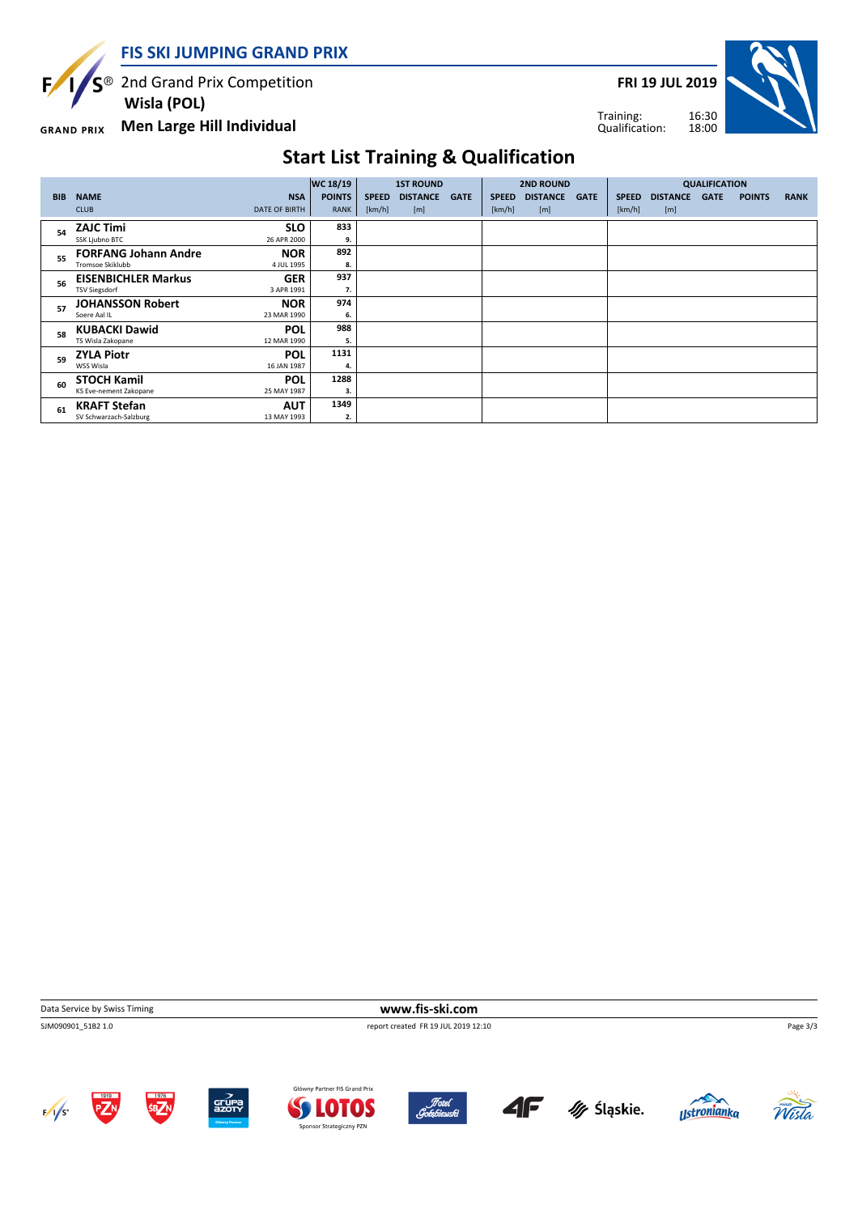# FIS SKI JUMPING GRAND PRIX

2nd Grand Prix Competition
**Wisla (POL)**
**Men Large Hill Individual**

**FRI 19 JUL 2019**

Training: 16:30
Qualification: 18:00

## Start List Training & Qualification

| BIB | NAME / CLUB | NSA / DATE OF BIRTH | WC 18/19 POINTS / RANK | 1ST ROUND SPEED [km/h] | 1ST ROUND DISTANCE [m] | 1ST ROUND GATE | 2ND ROUND SPEED [km/h] | 2ND ROUND DISTANCE [m] | 2ND ROUND GATE | QUALIFICATION SPEED [km/h] | QUALIFICATION DISTANCE [m] | QUALIFICATION GATE | QUALIFICATION POINTS | QUALIFICATION RANK |
|---|---|---|---|---|---|---|---|---|---|---|---|---|---|---|
| 54 | **ZAJC Timi** SSK Ljubno BTC | **SLO** 26 APR 2000 | 833 9. | | | | | | | | | | | |
| 55 | **FORFANG Johann Andre** Tromsoe Skiklubb | **NOR** 4 JUL 1995 | 892 8. | | | | | | | | | | | |
| 56 | **EISENBICHLER Markus** TSV Siegsdorf | **GER** 3 APR 1991 | 937 7. | | | | | | | | | | | |
| 57 | **JOHANSSON Robert** Soere Aal IL | **NOR** 23 MAR 1990 | 974 6. | | | | | | | | | | | |
| 58 | **KUBACKI Dawid** TS Wisla Zakopane | **POL** 12 MAR 1990 | 988 5. | | | | | | | | | | | |
| 59 | **ZYLA Piotr** WSS Wisla | **POL** 16 JAN 1987 | 1131 4. | | | | | | | | | | | |
| 60 | **STOCH Kamil** KS Eve-nement Zakopane | **POL** 25 MAY 1987 | 1288 3. | | | | | | | | | | | |
| 61 | **KRAFT Stefan** SV Schwarzach-Salzburg | **AUT** 13 MAY 1993 | 1349 2. | | | | | | | | | | | |

Data Service by Swiss Timing
www.fis-ski.com
SJM090901_51B2 1.0
report created FR 19 JUL 2019 12:10